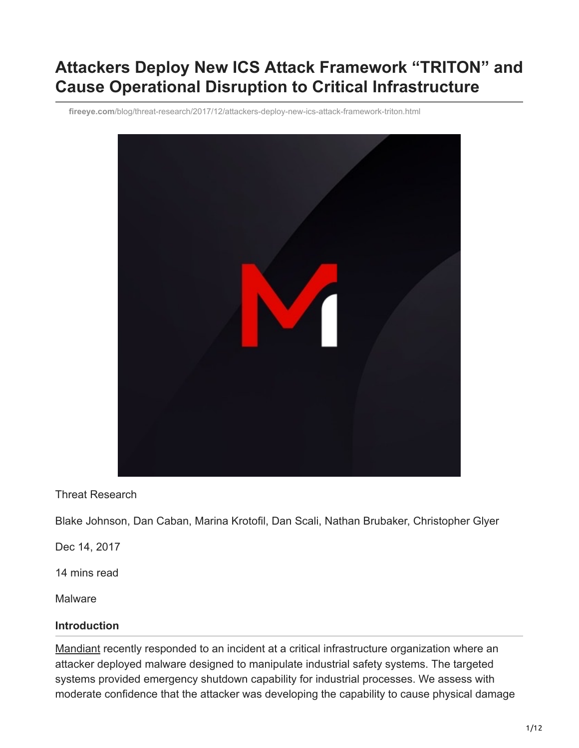# Attackers Deploy New ICS Attack Framework "TRITON" and Cause Operational Disruption to Critical Infrastructure

fireeye.com/blog/threat-research/2017/12/attackers-deploy-new-ics-attack-framework-triton.html

Threat Research

Blake Johnson, Dan Caban, Marina Krotofil, Dan Scali, Nathan Brubaker, Christopher Glyer

Dec 14, 2017

14 mins read

Malware

### Introduction

Mandiant recently responded to an incident at a critical infrastructure organization where an attacker deployed malware designed to manipulate industrial safety systems. The targeted systems provided emergency shutdown capability for industrial processes. We assess with moderate confidence that the attacker was developing the capability to cause physical damage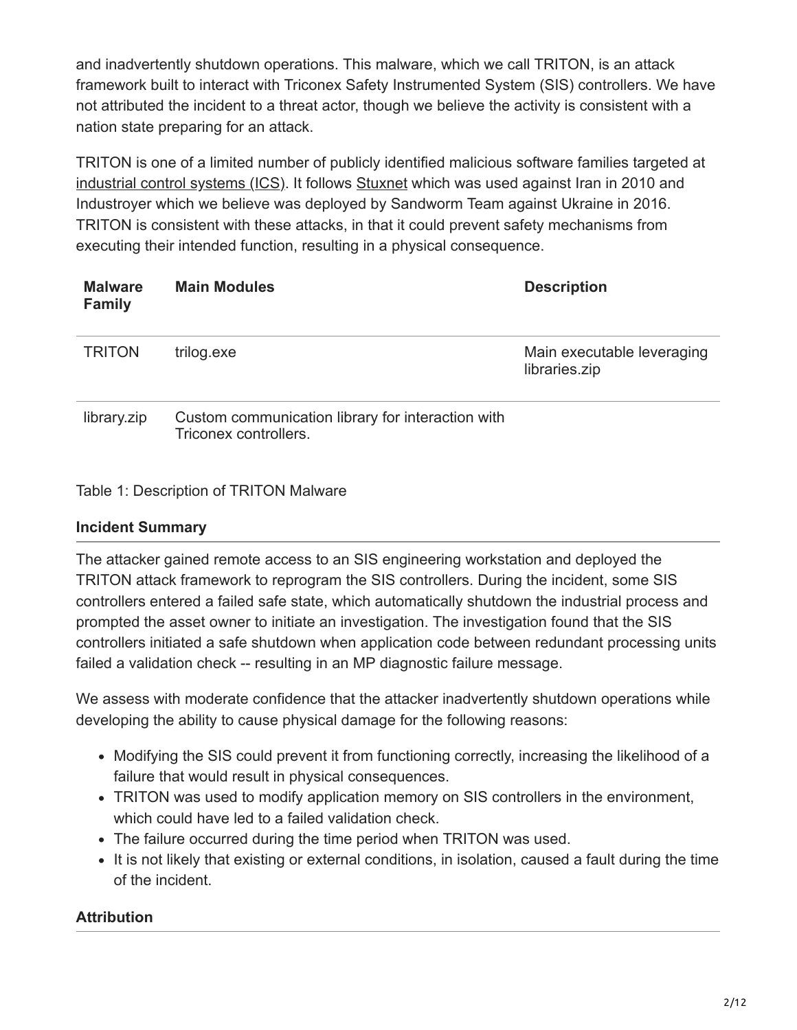and inadvertently shutdown operations. This malware, which we call TRITON, is an attack framework built to interact with Triconex Safety Instrumented System (SIS) controllers. We have not attributed the incident to a threat actor, though we believe the activity is consistent with a nation state preparing for an attack.

TRITON is one of a limited number of publicly identified malicious software families targeted at industrial control systems (ICS). It follows Stuxnet which was used against Iran in 2010 and Industroyer which we believe was deployed by Sandworm Team against Ukraine in 2016. TRITON is consistent with these attacks, in that it could prevent safety mechanisms from executing their intended function, resulting in a physical consequence.

| Malware Family | Main Modules | Description |
| --- | --- | --- |
| TRITON | trilog.exe | Main executable leveraging libraries.zip |
| library.zip | Custom communication library for interaction with Triconex controllers. | |

Table 1: Description of TRITON Malware

### Incident Summary

The attacker gained remote access to an SIS engineering workstation and deployed the TRITON attack framework to reprogram the SIS controllers. During the incident, some SIS controllers entered a failed safe state, which automatically shutdown the industrial process and prompted the asset owner to initiate an investigation. The investigation found that the SIS controllers initiated a safe shutdown when application code between redundant processing units failed a validation check -- resulting in an MP diagnostic failure message.

We assess with moderate confidence that the attacker inadvertently shutdown operations while developing the ability to cause physical damage for the following reasons:

- Modifying the SIS could prevent it from functioning correctly, increasing the likelihood of a failure that would result in physical consequences.
- TRITON was used to modify application memory on SIS controllers in the environment, which could have led to a failed validation check.
- The failure occurred during the time period when TRITON was used.
- It is not likely that existing or external conditions, in isolation, caused a fault during the time of the incident.

### Attribution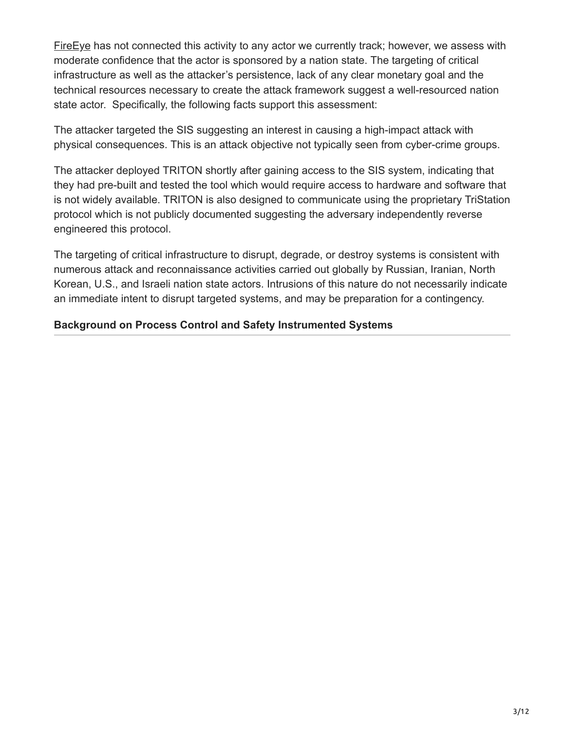[FireEye](#) has not connected this activity to any actor we currently track; however, we assess with moderate confidence that the actor is sponsored by a nation state. The targeting of critical infrastructure as well as the attacker's persistence, lack of any clear monetary goal and the technical resources necessary to create the attack framework suggest a well-resourced nation state actor. Specifically, the following facts support this assessment:

The attacker targeted the SIS suggesting an interest in causing a high-impact attack with physical consequences. This is an attack objective not typically seen from cyber-crime groups.

The attacker deployed TRITON shortly after gaining access to the SIS system, indicating that they had pre-built and tested the tool which would require access to hardware and software that is not widely available. TRITON is also designed to communicate using the proprietary TriStation protocol which is not publicly documented suggesting the adversary independently reverse engineered this protocol.

The targeting of critical infrastructure to disrupt, degrade, or destroy systems is consistent with numerous attack and reconnaissance activities carried out globally by Russian, Iranian, North Korean, U.S., and Israeli nation state actors. Intrusions of this nature do not necessarily indicate an immediate intent to disrupt targeted systems, and may be preparation for a contingency.

### Background on Process Control and Safety Instrumented Systems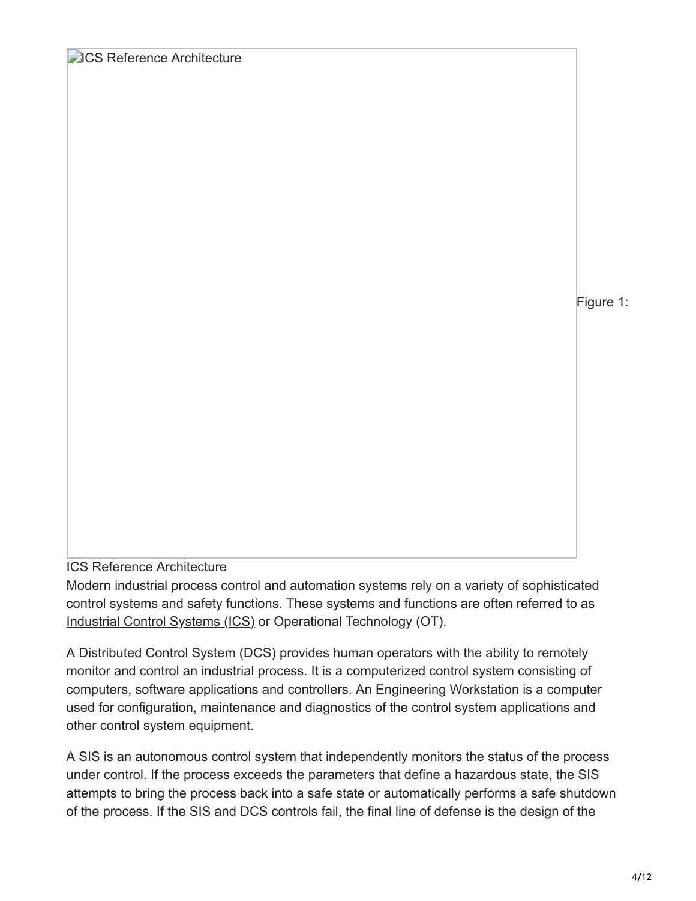ICS Reference Architecture

Figure 1:

ICS Reference Architecture

Modern industrial process control and automation systems rely on a variety of sophisticated control systems and safety functions. These systems and functions are often referred to as Industrial Control Systems (ICS) or Operational Technology (OT).

A Distributed Control System (DCS) provides human operators with the ability to remotely monitor and control an industrial process. It is a computerized control system consisting of computers, software applications and controllers. An Engineering Workstation is a computer used for configuration, maintenance and diagnostics of the control system applications and other control system equipment.

A SIS is an autonomous control system that independently monitors the status of the process under control. If the process exceeds the parameters that define a hazardous state, the SIS attempts to bring the process back into a safe state or automatically performs a safe shutdown of the process. If the SIS and DCS controls fail, the final line of defense is the design of the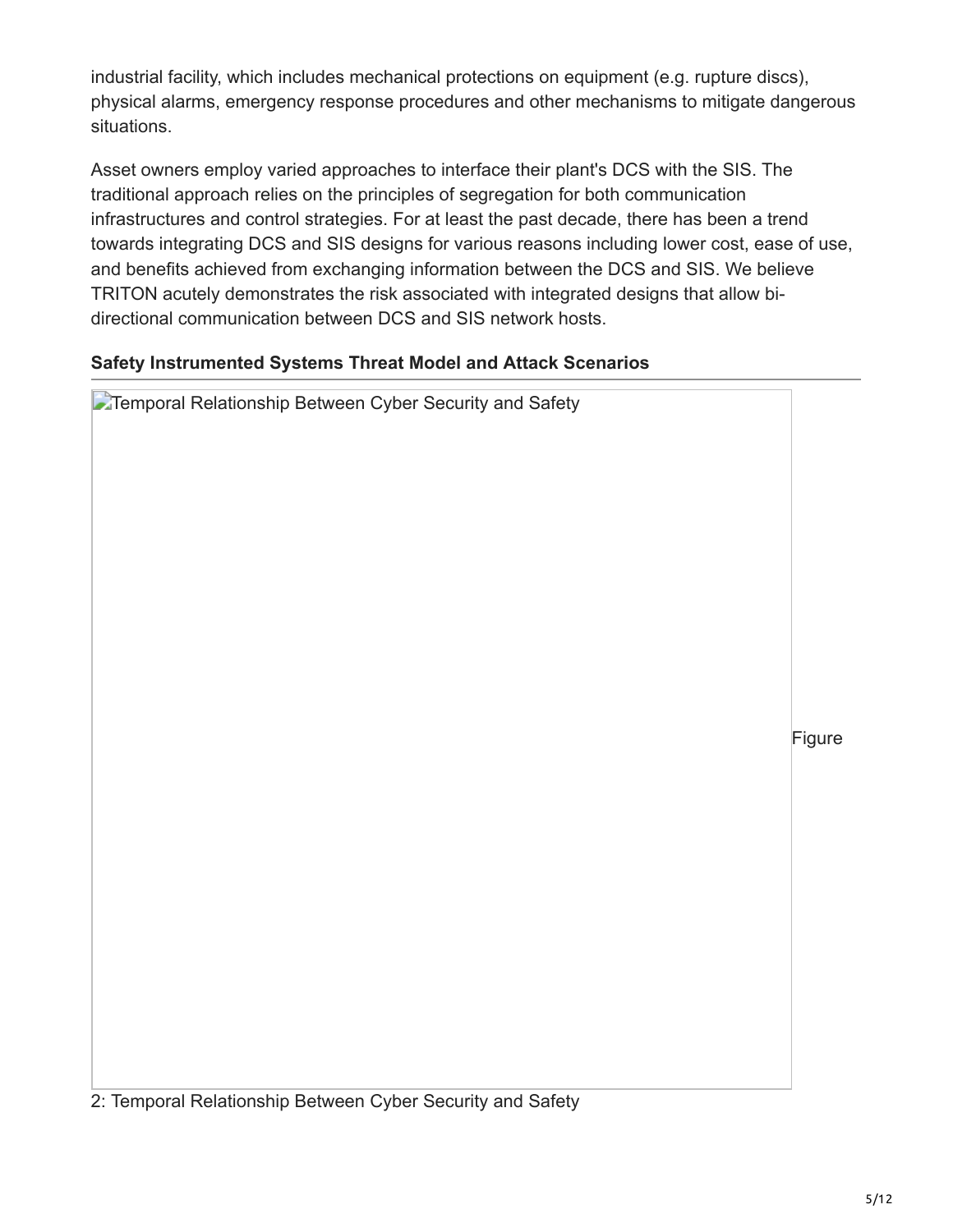industrial facility, which includes mechanical protections on equipment (e.g. rupture discs), physical alarms, emergency response procedures and other mechanisms to mitigate dangerous situations.

Asset owners employ varied approaches to interface their plant's DCS with the SIS. The traditional approach relies on the principles of segregation for both communication infrastructures and control strategies. For at least the past decade, there has been a trend towards integrating DCS and SIS designs for various reasons including lower cost, ease of use, and benefits achieved from exchanging information between the DCS and SIS. We believe TRITON acutely demonstrates the risk associated with integrated designs that allow bi-directional communication between DCS and SIS network hosts.

### Safety Instrumented Systems Threat Model and Attack Scenarios

Figure 2: Temporal Relationship Between Cyber Security and Safety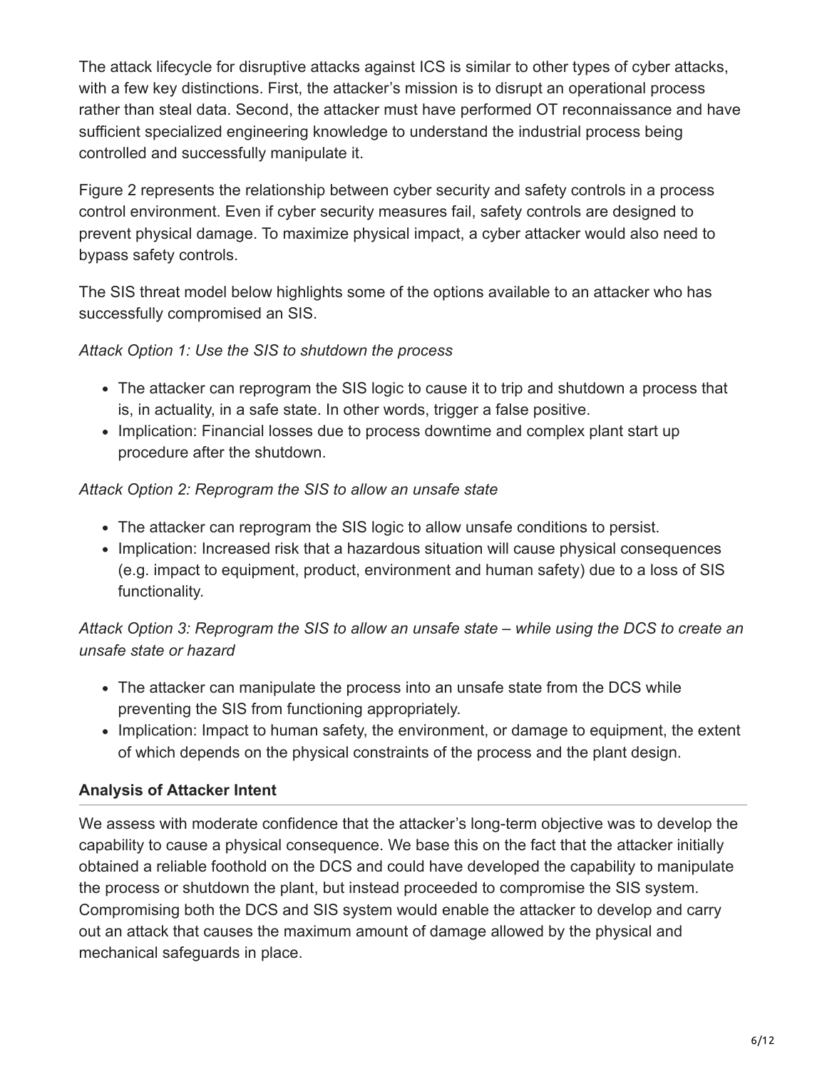The attack lifecycle for disruptive attacks against ICS is similar to other types of cyber attacks, with a few key distinctions. First, the attacker's mission is to disrupt an operational process rather than steal data. Second, the attacker must have performed OT reconnaissance and have sufficient specialized engineering knowledge to understand the industrial process being controlled and successfully manipulate it.

Figure 2 represents the relationship between cyber security and safety controls in a process control environment. Even if cyber security measures fail, safety controls are designed to prevent physical damage. To maximize physical impact, a cyber attacker would also need to bypass safety controls.

The SIS threat model below highlights some of the options available to an attacker who has successfully compromised an SIS.

*Attack Option 1: Use the SIS to shutdown the process*

- The attacker can reprogram the SIS logic to cause it to trip and shutdown a process that is, in actuality, in a safe state. In other words, trigger a false positive.
- Implication: Financial losses due to process downtime and complex plant start up procedure after the shutdown.

*Attack Option 2: Reprogram the SIS to allow an unsafe state*

- The attacker can reprogram the SIS logic to allow unsafe conditions to persist.
- Implication: Increased risk that a hazardous situation will cause physical consequences (e.g. impact to equipment, product, environment and human safety) due to a loss of SIS functionality.

*Attack Option 3: Reprogram the SIS to allow an unsafe state – while using the DCS to create an unsafe state or hazard*

- The attacker can manipulate the process into an unsafe state from the DCS while preventing the SIS from functioning appropriately.
- Implication: Impact to human safety, the environment, or damage to equipment, the extent of which depends on the physical constraints of the process and the plant design.

## Analysis of Attacker Intent

We assess with moderate confidence that the attacker's long-term objective was to develop the capability to cause a physical consequence. We base this on the fact that the attacker initially obtained a reliable foothold on the DCS and could have developed the capability to manipulate the process or shutdown the plant, but instead proceeded to compromise the SIS system. Compromising both the DCS and SIS system would enable the attacker to develop and carry out an attack that causes the maximum amount of damage allowed by the physical and mechanical safeguards in place.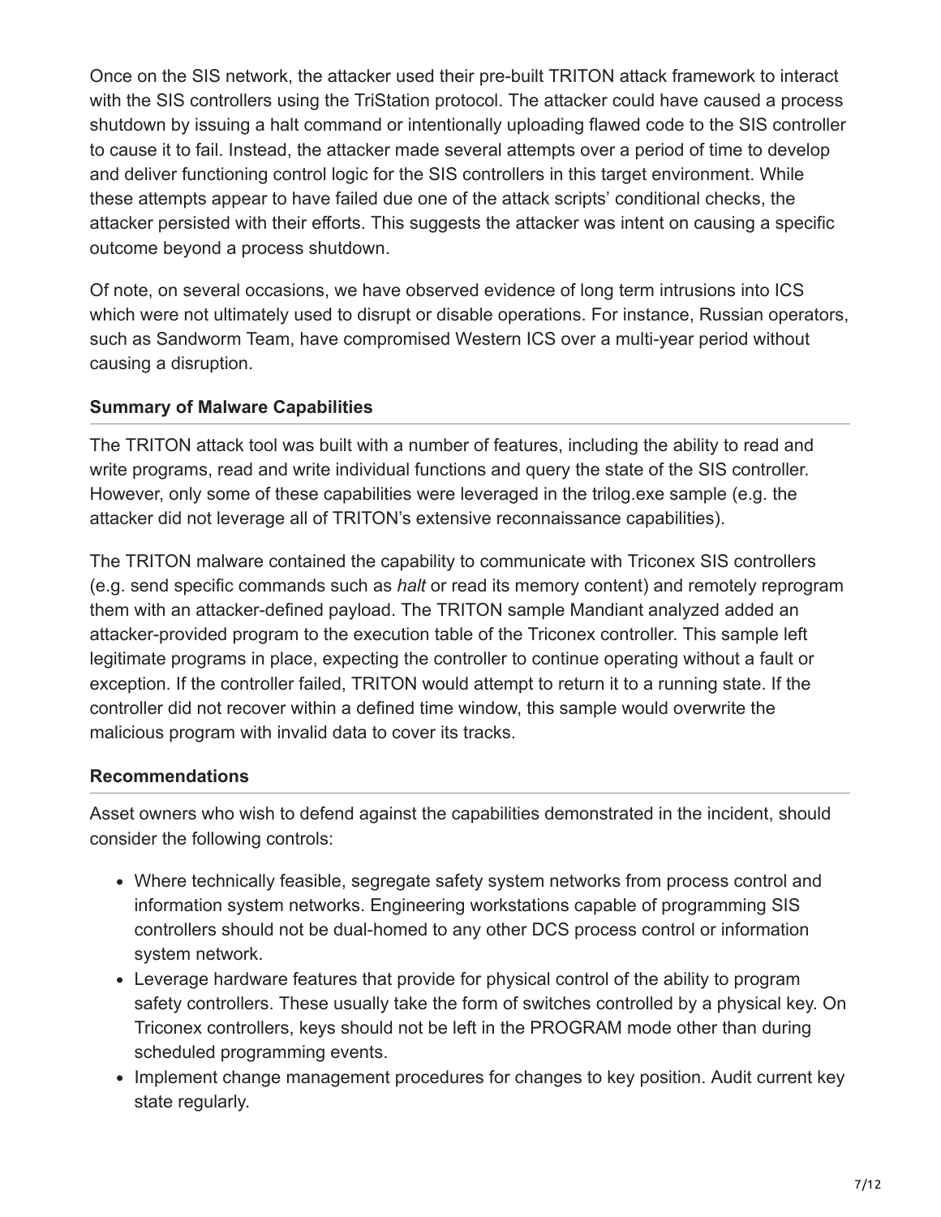Once on the SIS network, the attacker used their pre-built TRITON attack framework to interact with the SIS controllers using the TriStation protocol. The attacker could have caused a process shutdown by issuing a halt command or intentionally uploading flawed code to the SIS controller to cause it to fail. Instead, the attacker made several attempts over a period of time to develop and deliver functioning control logic for the SIS controllers in this target environment. While these attempts appear to have failed due one of the attack scripts' conditional checks, the attacker persisted with their efforts. This suggests the attacker was intent on causing a specific outcome beyond a process shutdown.

Of note, on several occasions, we have observed evidence of long term intrusions into ICS which were not ultimately used to disrupt or disable operations. For instance, Russian operators, such as Sandworm Team, have compromised Western ICS over a multi-year period without causing a disruption.

### Summary of Malware Capabilities

The TRITON attack tool was built with a number of features, including the ability to read and write programs, read and write individual functions and query the state of the SIS controller. However, only some of these capabilities were leveraged in the trilog.exe sample (e.g. the attacker did not leverage all of TRITON's extensive reconnaissance capabilities).

The TRITON malware contained the capability to communicate with Triconex SIS controllers (e.g. send specific commands such as *halt* or read its memory content) and remotely reprogram them with an attacker-defined payload. The TRITON sample Mandiant analyzed added an attacker-provided program to the execution table of the Triconex controller. This sample left legitimate programs in place, expecting the controller to continue operating without a fault or exception. If the controller failed, TRITON would attempt to return it to a running state. If the controller did not recover within a defined time window, this sample would overwrite the malicious program with invalid data to cover its tracks.

### Recommendations

Asset owners who wish to defend against the capabilities demonstrated in the incident, should consider the following controls:

- Where technically feasible, segregate safety system networks from process control and information system networks. Engineering workstations capable of programming SIS controllers should not be dual-homed to any other DCS process control or information system network.
- Leverage hardware features that provide for physical control of the ability to program safety controllers. These usually take the form of switches controlled by a physical key. On Triconex controllers, keys should not be left in the PROGRAM mode other than during scheduled programming events.
- Implement change management procedures for changes to key position. Audit current key state regularly.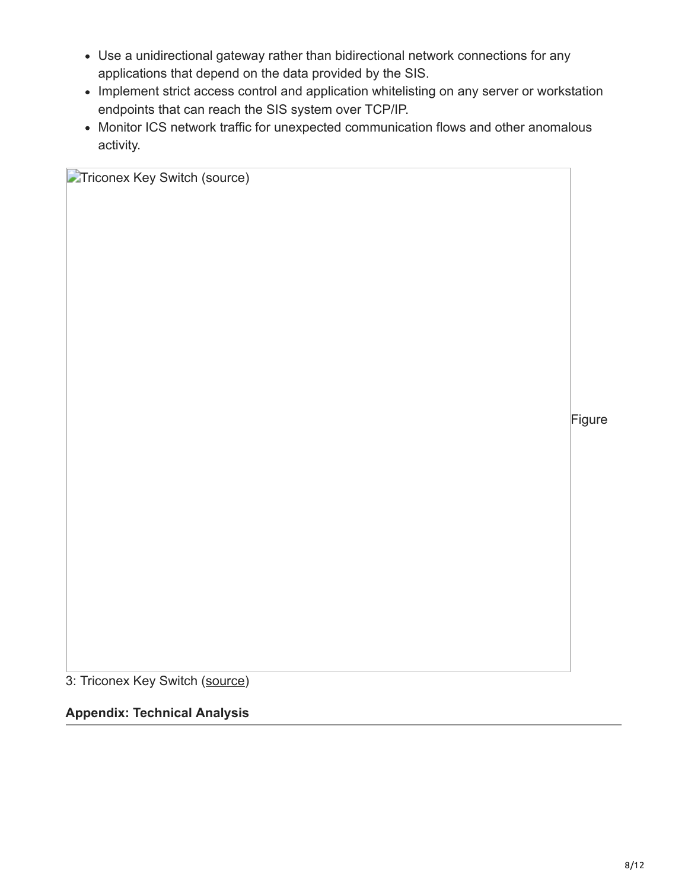- Use a unidirectional gateway rather than bidirectional network connections for any applications that depend on the data provided by the SIS.
- Implement strict access control and application whitelisting on any server or workstation endpoints that can reach the SIS system over TCP/IP.
- Monitor ICS network traffic for unexpected communication flows and other anomalous activity.

Figure 3: Triconex Key Switch (source)

**Appendix: Technical Analysis**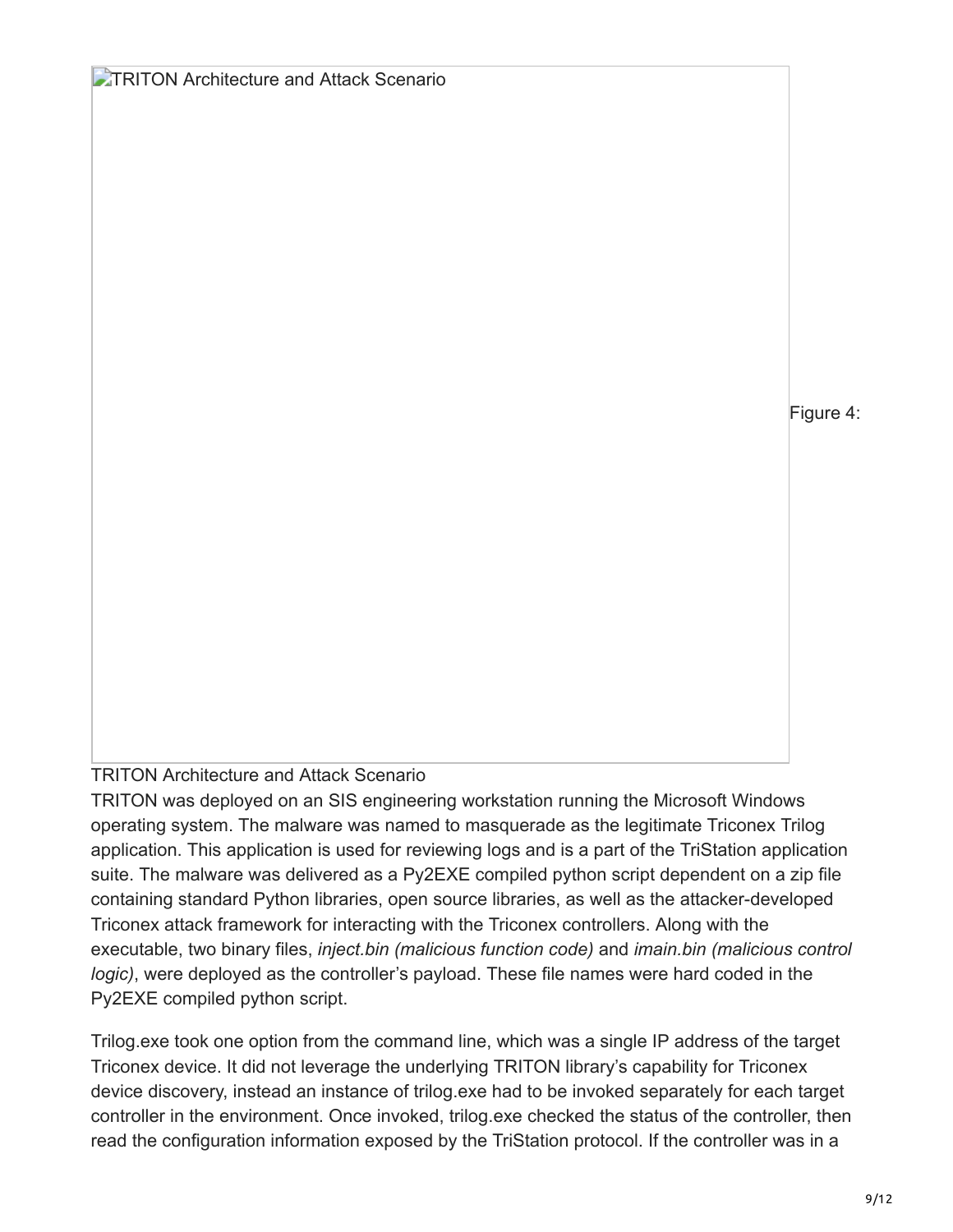TRITON Architecture and Attack Scenario

Figure 4:

TRITON Architecture and Attack Scenario

TRITON was deployed on an SIS engineering workstation running the Microsoft Windows operating system. The malware was named to masquerade as the legitimate Triconex Trilog application. This application is used for reviewing logs and is a part of the TriStation application suite. The malware was delivered as a Py2EXE compiled python script dependent on a zip file containing standard Python libraries, open source libraries, as well as the attacker-developed Triconex attack framework for interacting with the Triconex controllers. Along with the executable, two binary files, *inject.bin (malicious function code)* and *imain.bin (malicious control logic)*, were deployed as the controller's payload. These file names were hard coded in the Py2EXE compiled python script.

Trilog.exe took one option from the command line, which was a single IP address of the target Triconex device. It did not leverage the underlying TRITON library's capability for Triconex device discovery, instead an instance of trilog.exe had to be invoked separately for each target controller in the environment. Once invoked, trilog.exe checked the status of the controller, then read the configuration information exposed by the TriStation protocol. If the controller was in a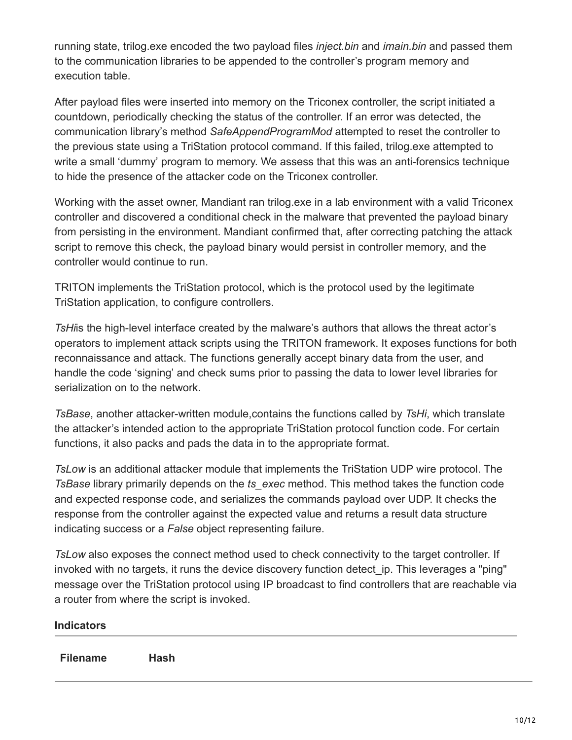running state, trilog.exe encoded the two payload files *inject.bin* and *imain.bin* and passed them to the communication libraries to be appended to the controller's program memory and execution table.

After payload files were inserted into memory on the Triconex controller, the script initiated a countdown, periodically checking the status of the controller. If an error was detected, the communication library's method *SafeAppendProgramMod* attempted to reset the controller to the previous state using a TriStation protocol command. If this failed, trilog.exe attempted to write a small 'dummy' program to memory. We assess that this was an anti-forensics technique to hide the presence of the attacker code on the Triconex controller.

Working with the asset owner, Mandiant ran trilog.exe in a lab environment with a valid Triconex controller and discovered a conditional check in the malware that prevented the payload binary from persisting in the environment. Mandiant confirmed that, after correcting patching the attack script to remove this check, the payload binary would persist in controller memory, and the controller would continue to run.

TRITON implements the TriStation protocol, which is the protocol used by the legitimate TriStation application, to configure controllers.

*TsHi*is the high-level interface created by the malware's authors that allows the threat actor's operators to implement attack scripts using the TRITON framework. It exposes functions for both reconnaissance and attack. The functions generally accept binary data from the user, and handle the code 'signing' and check sums prior to passing the data to lower level libraries for serialization on to the network.

*TsBase*, another attacker-written module,contains the functions called by *TsHi*, which translate the attacker's intended action to the appropriate TriStation protocol function code. For certain functions, it also packs and pads the data in to the appropriate format.

*TsLow* is an additional attacker module that implements the TriStation UDP wire protocol. The *TsBase* library primarily depends on the *ts_exec* method. This method takes the function code and expected response code, and serializes the commands payload over UDP. It checks the response from the controller against the expected value and returns a result data structure indicating success or a *False* object representing failure.

*TsLow* also exposes the connect method used to check connectivity to the target controller. If invoked with no targets, it runs the device discovery function detect_ip. This leverages a "ping" message over the TriStation protocol using IP broadcast to find controllers that are reachable via a router from where the script is invoked.

**Indicators**

| Filename | Hash |
| --- | --- |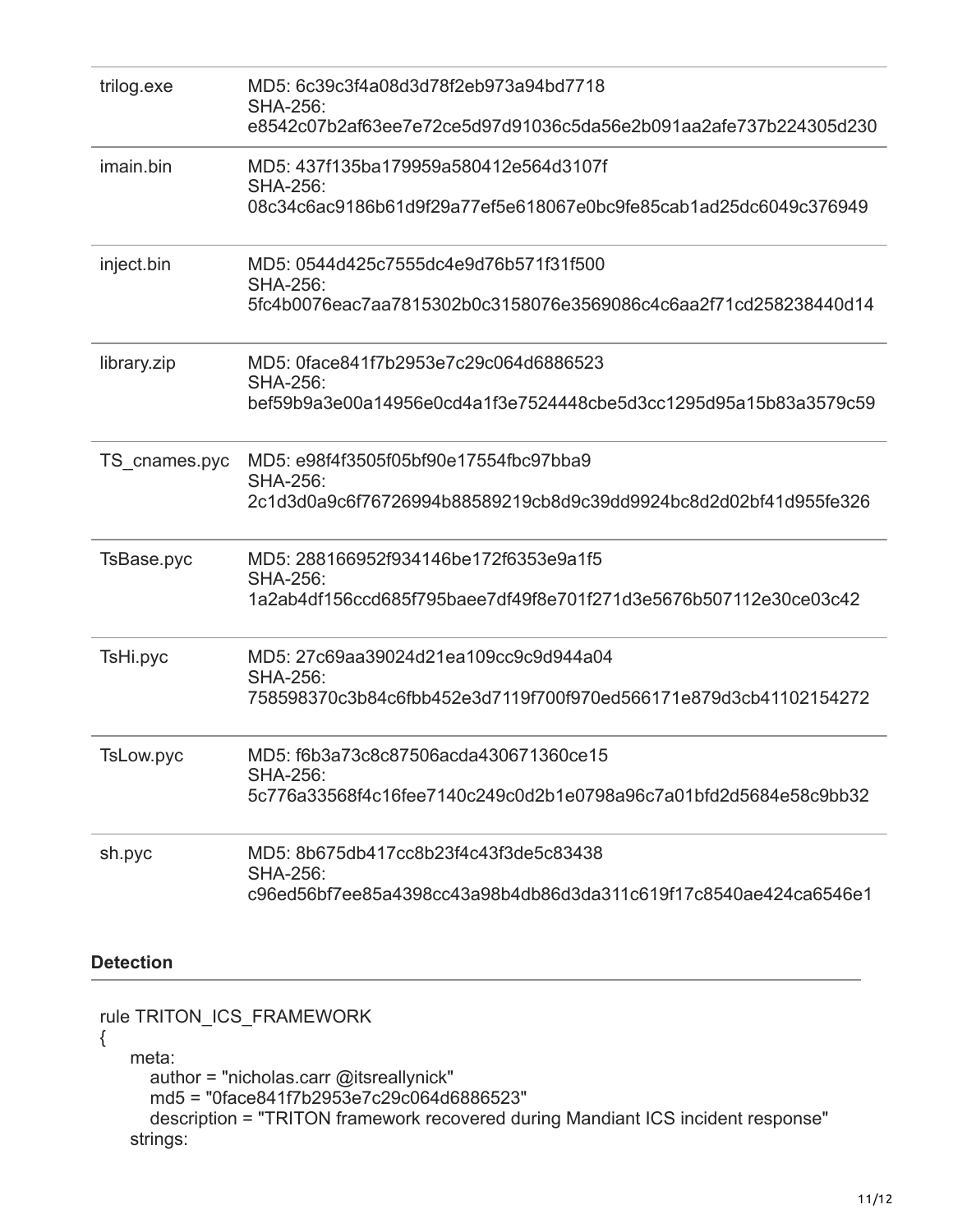| | |
|---|---|
| trilog.exe | MD5: 6c39c3f4a08d3d78f2eb973a94bd7718<br>SHA-256:<br>e8542c07b2af63ee7e72ce5d97d91036c5da56e2b091aa2afe737b224305d230 |
| imain.bin | MD5: 437f135ba179959a580412e564d3107f<br>SHA-256:<br>08c34c6ac9186b61d9f29a77ef5e618067e0bc9fe85cab1ad25dc6049c376949 |
| inject.bin | MD5: 0544d425c7555dc4e9d76b571f31f500<br>SHA-256:<br>5fc4b0076eac7aa7815302b0c3158076e3569086c4c6aa2f71cd258238440d14 |
| library.zip | MD5: 0face841f7b2953e7c29c064d6886523<br>SHA-256:<br>bef59b9a3e00a14956e0cd4a1f3e7524448cbe5d3cc1295d95a15b83a3579c59 |
| TS_cnames.pyc | MD5: e98f4f3505f05bf90e17554fbc97bba9<br>SHA-256:<br>2c1d3d0a9c6f76726994b88589219cb8d9c39dd9924bc8d2d02bf41d955fe326 |
| TsBase.pyc | MD5: 288166952f934146be172f6353e9a1f5<br>SHA-256:<br>1a2ab4df156ccd685f795baee7df49f8e701f271d3e5676b507112e30ce03c42 |
| TsHi.pyc | MD5: 27c69aa39024d21ea109cc9c9d944a04<br>SHA-256:<br>758598370c3b84c6fbb452e3d7119f700f970ed566171e879d3cb41102154272 |
| TsLow.pyc | MD5: f6b3a73c8c87506acda430671360ce15<br>SHA-256:<br>5c776a33568f4c16fee7140c249c0d2b1e0798a96c7a01bfd2d5684e58c9bb32 |
| sh.pyc | MD5: 8b675db417cc8b23f4c43f3de5c83438<br>SHA-256:<br>c96ed56bf7ee85a4398cc43a98b4db86d3da311c619f17c8540ae424ca6546e1 |

### Detection

```
rule TRITON_ICS_FRAMEWORK
{
    meta:
        author = "nicholas.carr @itsreallynick"
        md5 = "0face841f7b2953e7c29c064d6886523"
        description = "TRITON framework recovered during Mandiant ICS incident response"
    strings:
```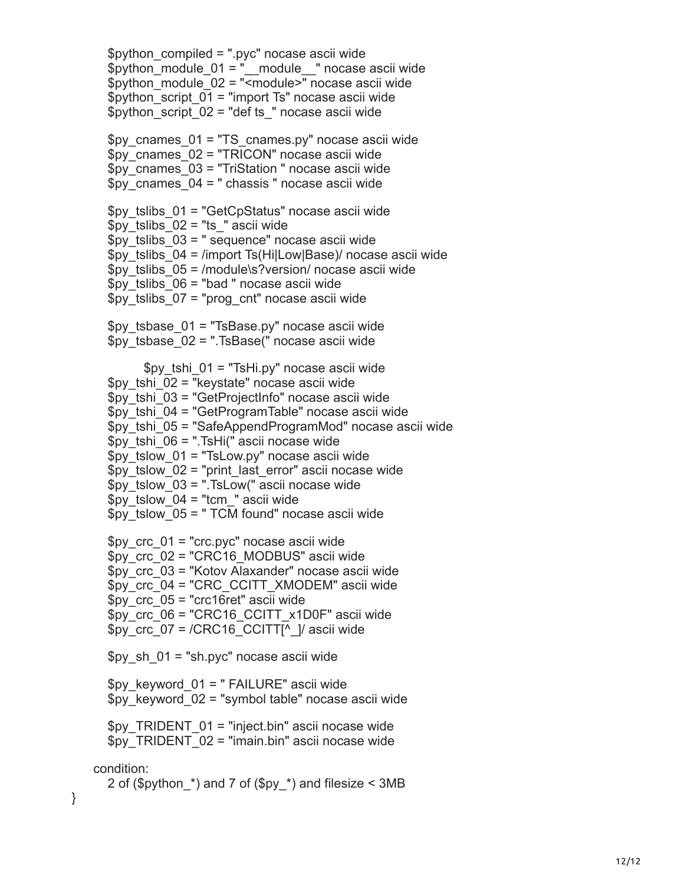```
    $python_compiled = ".pyc" nocase ascii wide
    $python_module_01 = "__module__" nocase ascii wide
    $python_module_02 = "<module>" nocase ascii wide
    $python_script_01 = "import Ts" nocase ascii wide
    $python_script_02 = "def ts_" nocase ascii wide

    $py_cnames_01 = "TS_cnames.py" nocase ascii wide
    $py_cnames_02 = "TRICON" nocase ascii wide
    $py_cnames_03 = "TriStation " nocase ascii wide
    $py_cnames_04 = " chassis " nocase ascii wide

    $py_tslibs_01 = "GetCpStatus" nocase ascii wide
    $py_tslibs_02 = "ts_" ascii wide
    $py_tslibs_03 = " sequence" nocase ascii wide
    $py_tslibs_04 = /import Ts(Hi|Low|Base)/ nocase ascii wide
    $py_tslibs_05 = /module\s?version/ nocase ascii wide
    $py_tslibs_06 = "bad " nocase ascii wide
    $py_tslibs_07 = "prog_cnt" nocase ascii wide

    $py_tsbase_01 = "TsBase.py" nocase ascii wide
    $py_tsbase_02 = ".TsBase(" nocase ascii wide

            $py_tshi_01 = "TsHi.py" nocase ascii wide
    $py_tshi_02 = "keystate" nocase ascii wide
    $py_tshi_03 = "GetProjectInfo" nocase ascii wide
    $py_tshi_04 = "GetProgramTable" nocase ascii wide
    $py_tshi_05 = "SafeAppendProgramMod" nocase ascii wide
    $py_tshi_06 = ".TsHi(" ascii nocase wide
    $py_tslow_01 = "TsLow.py" nocase ascii wide
    $py_tslow_02 = "print_last_error" ascii nocase wide
    $py_tslow_03 = ".TsLow(" ascii nocase wide
    $py_tslow_04 = "tcm_" ascii wide
    $py_tslow_05 = " TCM found" nocase ascii wide

    $py_crc_01 = "crc.pyc" nocase ascii wide
    $py_crc_02 = "CRC16_MODBUS" ascii wide
    $py_crc_03 = "Kotov Alaxander" nocase ascii wide
    $py_crc_04 = "CRC_CCITT_XMODEM" ascii wide
    $py_crc_05 = "crc16ret" ascii wide
    $py_crc_06 = "CRC16_CCITT_x1D0F" ascii wide
    $py_crc_07 = /CRC16_CCITT[^_]/ ascii wide

    $py_sh_01 = "sh.pyc" nocase ascii wide

    $py_keyword_01 = " FAILURE" ascii wide
    $py_keyword_02 = "symbol table" nocase ascii wide

    $py_TRIDENT_01 = "inject.bin" ascii nocase wide
    $py_TRIDENT_02 = "imain.bin" ascii nocase wide

  condition:
    2 of ($python_*) and 7 of ($py_*) and filesize < 3MB
}
```